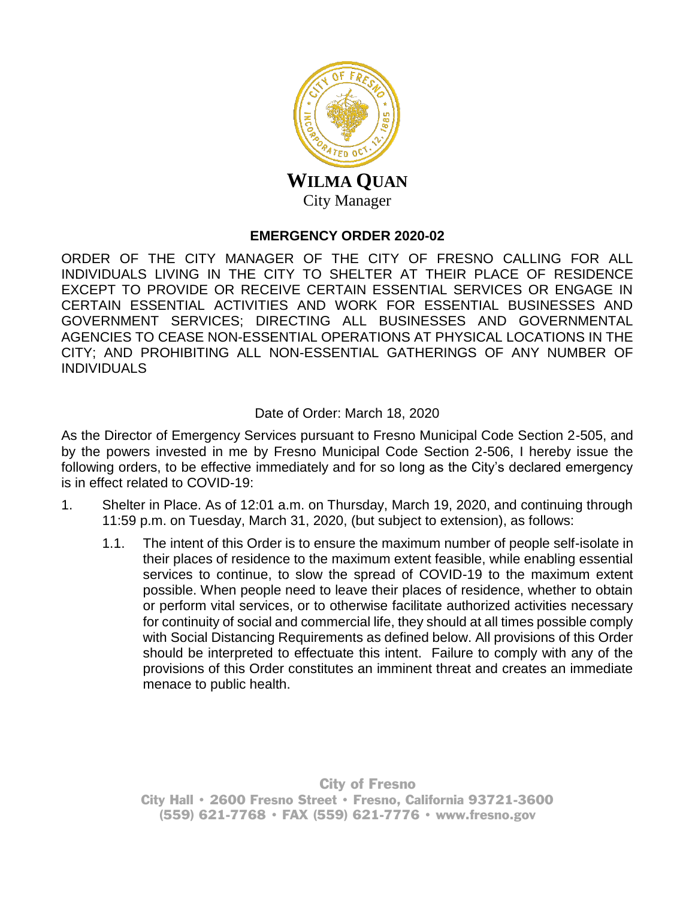**WILMA QUAN**
City Manager

## EMERGENCY ORDER 2020-02

ORDER OF THE CITY MANAGER OF THE CITY OF FRESNO CALLING FOR ALL INDIVIDUALS LIVING IN THE CITY TO SHELTER AT THEIR PLACE OF RESIDENCE EXCEPT TO PROVIDE OR RECEIVE CERTAIN ESSENTIAL SERVICES OR ENGAGE IN CERTAIN ESSENTIAL ACTIVITIES AND WORK FOR ESSENTIAL BUSINESSES AND GOVERNMENT SERVICES; DIRECTING ALL BUSINESSES AND GOVERNMENTAL AGENCIES TO CEASE NON-ESSENTIAL OPERATIONS AT PHYSICAL LOCATIONS IN THE CITY; AND PROHIBITING ALL NON-ESSENTIAL GATHERINGS OF ANY NUMBER OF INDIVIDUALS

Date of Order: March 18, 2020

As the Director of Emergency Services pursuant to Fresno Municipal Code Section 2-505, and by the powers invested in me by Fresno Municipal Code Section 2-506, I hereby issue the following orders, to be effective immediately and for so long as the City's declared emergency is in effect related to COVID-19:

1. Shelter in Place. As of 12:01 a.m. on Thursday, March 19, 2020, and continuing through 11:59 p.m. on Tuesday, March 31, 2020, (but subject to extension), as follows:

   1.1. The intent of this Order is to ensure the maximum number of people self-isolate in their places of residence to the maximum extent feasible, while enabling essential services to continue, to slow the spread of COVID-19 to the maximum extent possible. When people need to leave their places of residence, whether to obtain or perform vital services, or to otherwise facilitate authorized activities necessary for continuity of social and commercial life, they should at all times possible comply with Social Distancing Requirements as defined below. All provisions of this Order should be interpreted to effectuate this intent. Failure to comply with any of the provisions of this Order constitutes an imminent threat and creates an immediate menace to public health.

City of Fresno
City Hall • 2600 Fresno Street • Fresno, California 93721-3600
(559) 621-7768 • FAX (559) 621-7776 • www.fresno.gov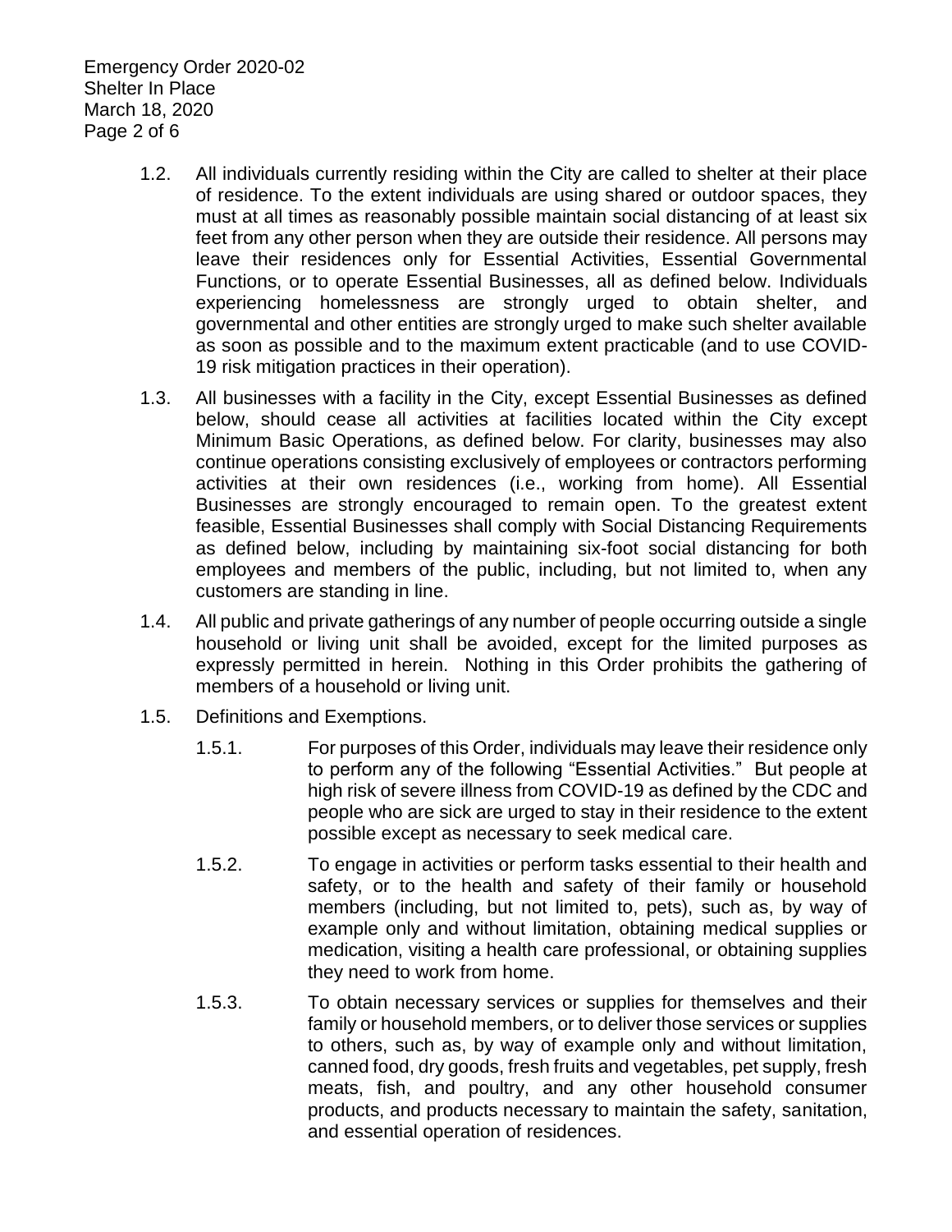1.2. All individuals currently residing within the City are called to shelter at their place of residence. To the extent individuals are using shared or outdoor spaces, they must at all times as reasonably possible maintain social distancing of at least six feet from any other person when they are outside their residence. All persons may leave their residences only for Essential Activities, Essential Governmental Functions, or to operate Essential Businesses, all as defined below. Individuals experiencing homelessness are strongly urged to obtain shelter, and governmental and other entities are strongly urged to make such shelter available as soon as possible and to the maximum extent practicable (and to use COVID-19 risk mitigation practices in their operation).

1.3. All businesses with a facility in the City, except Essential Businesses as defined below, should cease all activities at facilities located within the City except Minimum Basic Operations, as defined below. For clarity, businesses may also continue operations consisting exclusively of employees or contractors performing activities at their own residences (i.e., working from home). All Essential Businesses are strongly encouraged to remain open. To the greatest extent feasible, Essential Businesses shall comply with Social Distancing Requirements as defined below, including by maintaining six-foot social distancing for both employees and members of the public, including, but not limited to, when any customers are standing in line.

1.4. All public and private gatherings of any number of people occurring outside a single household or living unit shall be avoided, except for the limited purposes as expressly permitted in herein. Nothing in this Order prohibits the gathering of members of a household or living unit.

1.5. Definitions and Exemptions.

1.5.1. For purposes of this Order, individuals may leave their residence only to perform any of the following "Essential Activities." But people at high risk of severe illness from COVID-19 as defined by the CDC and people who are sick are urged to stay in their residence to the extent possible except as necessary to seek medical care.

1.5.2. To engage in activities or perform tasks essential to their health and safety, or to the health and safety of their family or household members (including, but not limited to, pets), such as, by way of example only and without limitation, obtaining medical supplies or medication, visiting a health care professional, or obtaining supplies they need to work from home.

1.5.3. To obtain necessary services or supplies for themselves and their family or household members, or to deliver those services or supplies to others, such as, by way of example only and without limitation, canned food, dry goods, fresh fruits and vegetables, pet supply, fresh meats, fish, and poultry, and any other household consumer products, and products necessary to maintain the safety, sanitation, and essential operation of residences.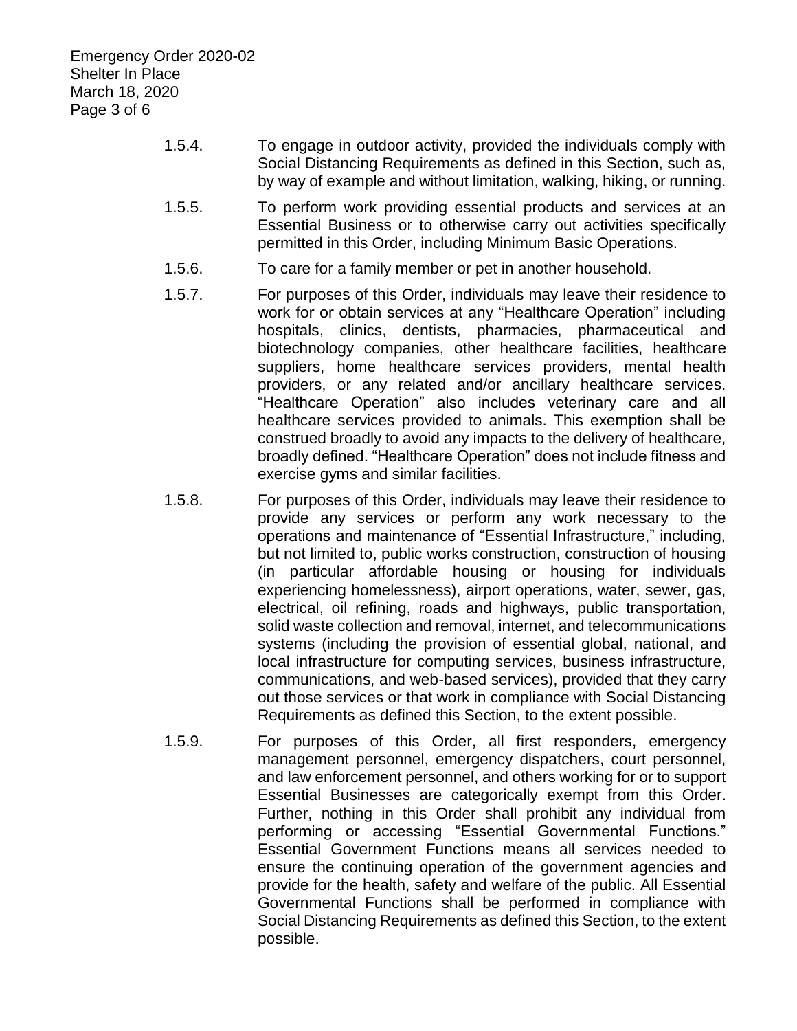1.5.4. To engage in outdoor activity, provided the individuals comply with Social Distancing Requirements as defined in this Section, such as, by way of example and without limitation, walking, hiking, or running.

1.5.5. To perform work providing essential products and services at an Essential Business or to otherwise carry out activities specifically permitted in this Order, including Minimum Basic Operations.

1.5.6. To care for a family member or pet in another household.

1.5.7. For purposes of this Order, individuals may leave their residence to work for or obtain services at any "Healthcare Operation" including hospitals, clinics, dentists, pharmacies, pharmaceutical and biotechnology companies, other healthcare facilities, healthcare suppliers, home healthcare services providers, mental health providers, or any related and/or ancillary healthcare services. "Healthcare Operation" also includes veterinary care and all healthcare services provided to animals. This exemption shall be construed broadly to avoid any impacts to the delivery of healthcare, broadly defined. "Healthcare Operation" does not include fitness and exercise gyms and similar facilities.

1.5.8. For purposes of this Order, individuals may leave their residence to provide any services or perform any work necessary to the operations and maintenance of "Essential Infrastructure," including, but not limited to, public works construction, construction of housing (in particular affordable housing or housing for individuals experiencing homelessness), airport operations, water, sewer, gas, electrical, oil refining, roads and highways, public transportation, solid waste collection and removal, internet, and telecommunications systems (including the provision of essential global, national, and local infrastructure for computing services, business infrastructure, communications, and web-based services), provided that they carry out those services or that work in compliance with Social Distancing Requirements as defined this Section, to the extent possible.

1.5.9. For purposes of this Order, all first responders, emergency management personnel, emergency dispatchers, court personnel, and law enforcement personnel, and others working for or to support Essential Businesses are categorically exempt from this Order. Further, nothing in this Order shall prohibit any individual from performing or accessing "Essential Governmental Functions." Essential Government Functions means all services needed to ensure the continuing operation of the government agencies and provide for the health, safety and welfare of the public. All Essential Governmental Functions shall be performed in compliance with Social Distancing Requirements as defined this Section, to the extent possible.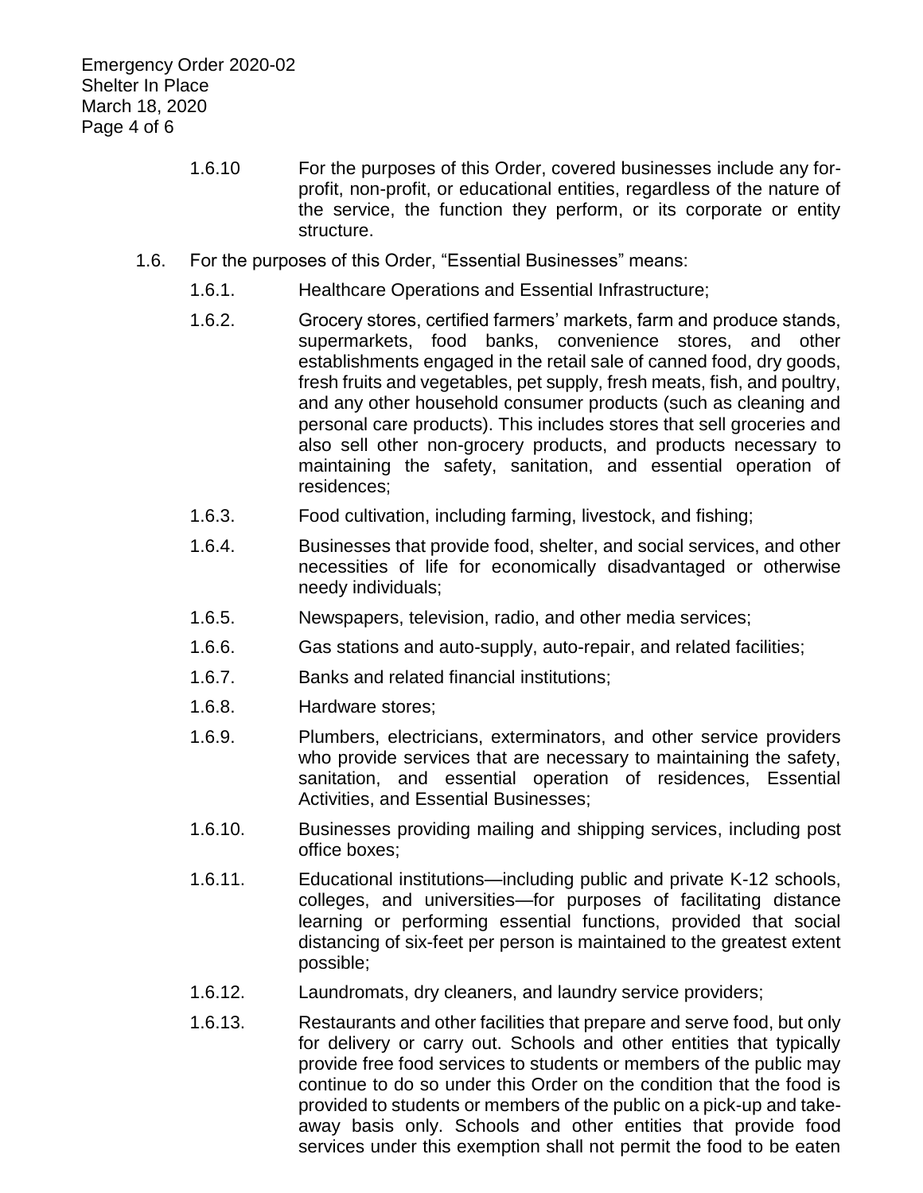1.6.10 For the purposes of this Order, covered businesses include any for-profit, non-profit, or educational entities, regardless of the nature of the service, the function they perform, or its corporate or entity structure.

1.6. For the purposes of this Order, "Essential Businesses" means:

1.6.1. Healthcare Operations and Essential Infrastructure;

1.6.2. Grocery stores, certified farmers' markets, farm and produce stands, supermarkets, food banks, convenience stores, and other establishments engaged in the retail sale of canned food, dry goods, fresh fruits and vegetables, pet supply, fresh meats, fish, and poultry, and any other household consumer products (such as cleaning and personal care products). This includes stores that sell groceries and also sell other non-grocery products, and products necessary to maintaining the safety, sanitation, and essential operation of residences;

1.6.3. Food cultivation, including farming, livestock, and fishing;

1.6.4. Businesses that provide food, shelter, and social services, and other necessities of life for economically disadvantaged or otherwise needy individuals;

1.6.5. Newspapers, television, radio, and other media services;

1.6.6. Gas stations and auto-supply, auto-repair, and related facilities;

1.6.7. Banks and related financial institutions;

1.6.8. Hardware stores;

1.6.9. Plumbers, electricians, exterminators, and other service providers who provide services that are necessary to maintaining the safety, sanitation, and essential operation of residences, Essential Activities, and Essential Businesses;

1.6.10. Businesses providing mailing and shipping services, including post office boxes;

1.6.11. Educational institutions—including public and private K-12 schools, colleges, and universities—for purposes of facilitating distance learning or performing essential functions, provided that social distancing of six-feet per person is maintained to the greatest extent possible;

1.6.12. Laundromats, dry cleaners, and laundry service providers;

1.6.13. Restaurants and other facilities that prepare and serve food, but only for delivery or carry out. Schools and other entities that typically provide free food services to students or members of the public may continue to do so under this Order on the condition that the food is provided to students or members of the public on a pick-up and take-away basis only. Schools and other entities that provide food services under this exemption shall not permit the food to be eaten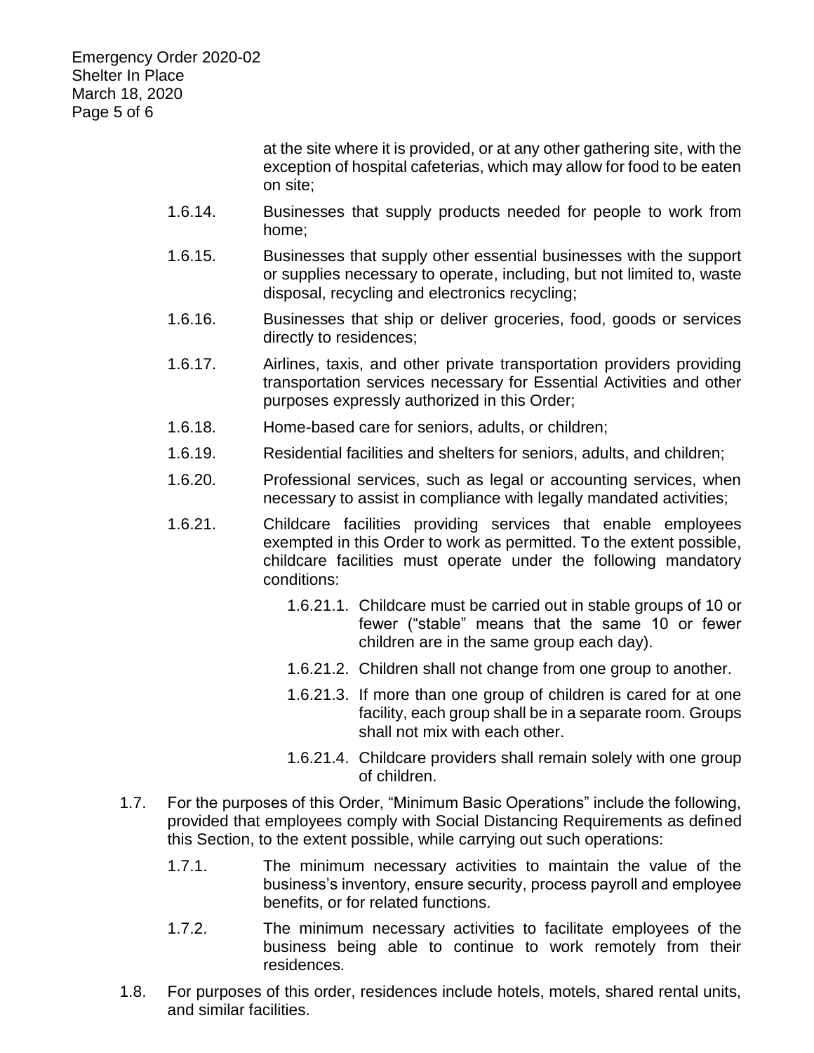at the site where it is provided, or at any other gathering site, with the exception of hospital cafeterias, which may allow for food to be eaten on site;

1.6.14. Businesses that supply products needed for people to work from home;

1.6.15. Businesses that supply other essential businesses with the support or supplies necessary to operate, including, but not limited to, waste disposal, recycling and electronics recycling;

1.6.16. Businesses that ship or deliver groceries, food, goods or services directly to residences;

1.6.17. Airlines, taxis, and other private transportation providers providing transportation services necessary for Essential Activities and other purposes expressly authorized in this Order;

1.6.18. Home-based care for seniors, adults, or children;

1.6.19. Residential facilities and shelters for seniors, adults, and children;

1.6.20. Professional services, such as legal or accounting services, when necessary to assist in compliance with legally mandated activities;

1.6.21. Childcare facilities providing services that enable employees exempted in this Order to work as permitted. To the extent possible, childcare facilities must operate under the following mandatory conditions:

1.6.21.1. Childcare must be carried out in stable groups of 10 or fewer ("stable" means that the same 10 or fewer children are in the same group each day).

1.6.21.2. Children shall not change from one group to another.

1.6.21.3. If more than one group of children is cared for at one facility, each group shall be in a separate room. Groups shall not mix with each other.

1.6.21.4. Childcare providers shall remain solely with one group of children.

1.7. For the purposes of this Order, "Minimum Basic Operations" include the following, provided that employees comply with Social Distancing Requirements as defined this Section, to the extent possible, while carrying out such operations:

1.7.1. The minimum necessary activities to maintain the value of the business's inventory, ensure security, process payroll and employee benefits, or for related functions.

1.7.2. The minimum necessary activities to facilitate employees of the business being able to continue to work remotely from their residences.

1.8. For purposes of this order, residences include hotels, motels, shared rental units, and similar facilities.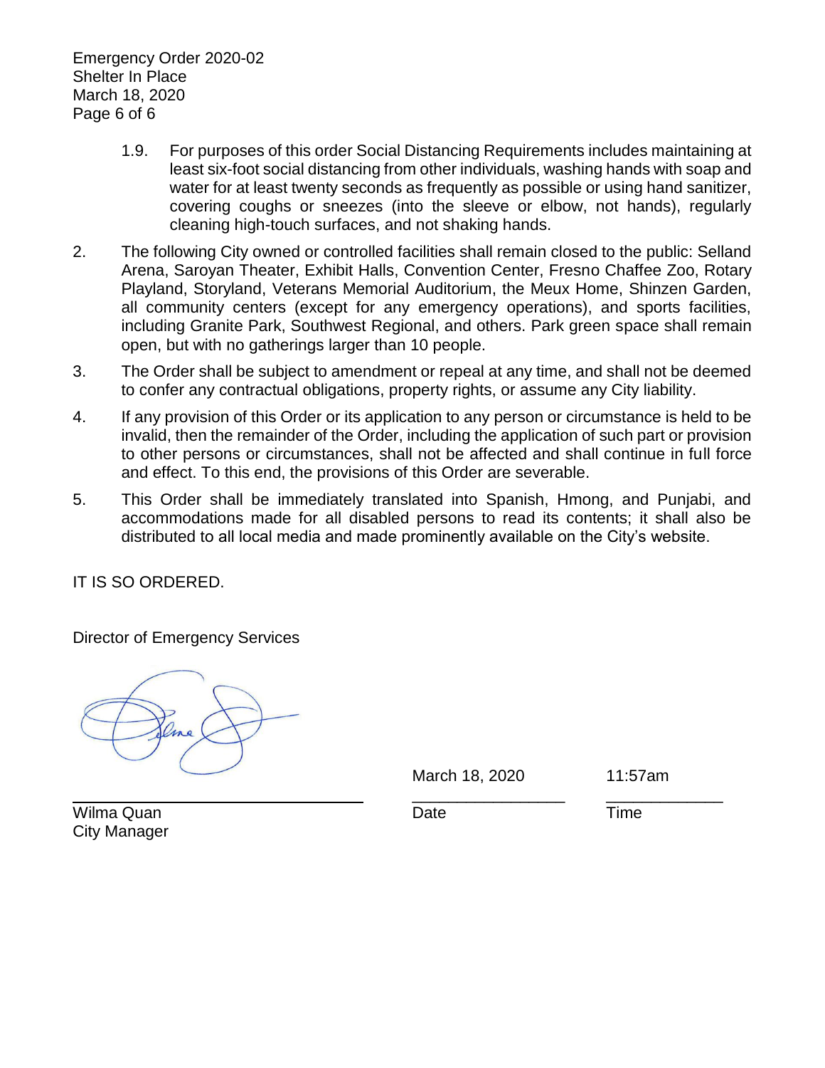1.9. For purposes of this order Social Distancing Requirements includes maintaining at least six-foot social distancing from other individuals, washing hands with soap and water for at least twenty seconds as frequently as possible or using hand sanitizer, covering coughs or sneezes (into the sleeve or elbow, not hands), regularly cleaning high-touch surfaces, and not shaking hands.

2. The following City owned or controlled facilities shall remain closed to the public: Selland Arena, Saroyan Theater, Exhibit Halls, Convention Center, Fresno Chaffee Zoo, Rotary Playland, Storyland, Veterans Memorial Auditorium, the Meux Home, Shinzen Garden, all community centers (except for any emergency operations), and sports facilities, including Granite Park, Southwest Regional, and others. Park green space shall remain open, but with no gatherings larger than 10 people.

3. The Order shall be subject to amendment or repeal at any time, and shall not be deemed to confer any contractual obligations, property rights, or assume any City liability.

4. If any provision of this Order or its application to any person or circumstance is held to be invalid, then the remainder of the Order, including the application of such part or provision to other persons or circumstances, shall not be affected and shall continue in full force and effect. To this end, the provisions of this Order are severable.

5. This Order shall be immediately translated into Spanish, Hmong, and Punjabi, and accommodations made for all disabled persons to read its contents; it shall also be distributed to all local media and made prominently available on the City's website.

IT IS SO ORDERED.

Director of Emergency Services

| | | |
|---|---|---|
| ______________________ | March 18, 2020 | 11:57am |
| Wilma Quan<br>City Manager | Date | Time |